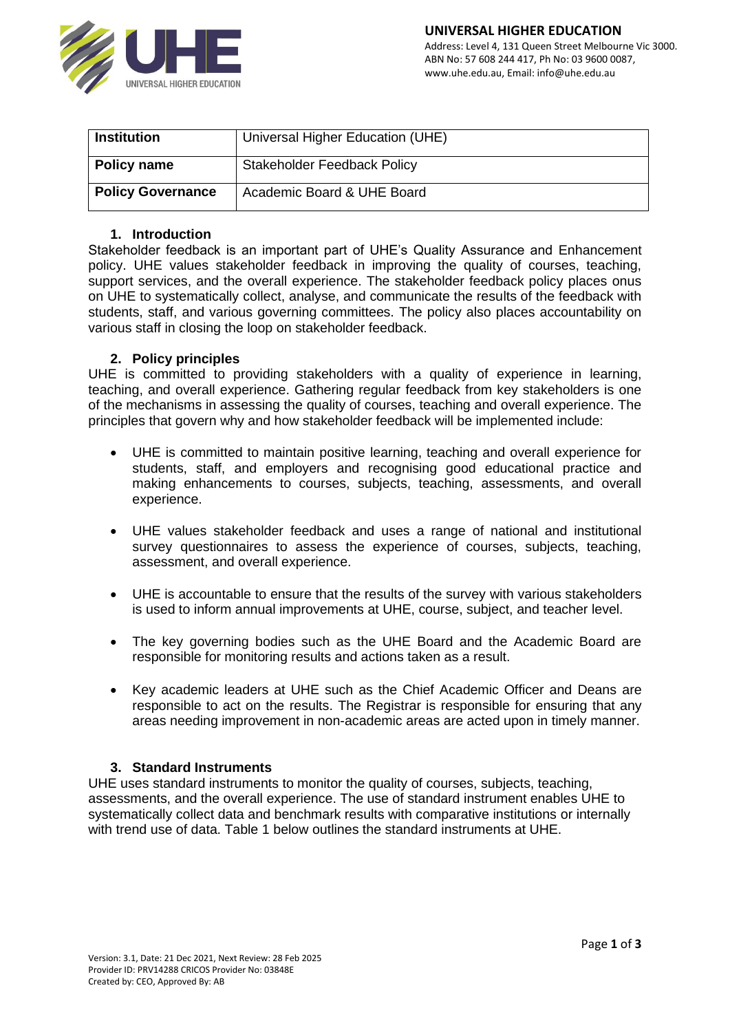**UNIVERSAL HIGHER EDUCATION**
Address: Level 4, 131 Queen Street Melbourne Vic 3000.
ABN No: 57 608 244 417, Ph No: 03 9600 0087,
www.uhe.edu.au, Email: info@uhe.edu.au

| **Institution** | Universal Higher Education (UHE) |
|---|---|
| **Policy name** | Stakeholder Feedback Policy |
| **Policy Governance** | Academic Board & UHE Board |

## 1. Introduction

Stakeholder feedback is an important part of UHE's Quality Assurance and Enhancement policy. UHE values stakeholder feedback in improving the quality of courses, teaching, support services, and the overall experience. The stakeholder feedback policy places onus on UHE to systematically collect, analyse, and communicate the results of the feedback with students, staff, and various governing committees. The policy also places accountability on various staff in closing the loop on stakeholder feedback.

## 2. Policy principles

UHE is committed to providing stakeholders with a quality of experience in learning, teaching, and overall experience. Gathering regular feedback from key stakeholders is one of the mechanisms in assessing the quality of courses, teaching and overall experience. The principles that govern why and how stakeholder feedback will be implemented include:

- UHE is committed to maintain positive learning, teaching and overall experience for students, staff, and employers and recognising good educational practice and making enhancements to courses, subjects, teaching, assessments, and overall experience.
- UHE values stakeholder feedback and uses a range of national and institutional survey questionnaires to assess the experience of courses, subjects, teaching, assessment, and overall experience.
- UHE is accountable to ensure that the results of the survey with various stakeholders is used to inform annual improvements at UHE, course, subject, and teacher level.
- The key governing bodies such as the UHE Board and the Academic Board are responsible for monitoring results and actions taken as a result.
- Key academic leaders at UHE such as the Chief Academic Officer and Deans are responsible to act on the results. The Registrar is responsible for ensuring that any areas needing improvement in non-academic areas are acted upon in timely manner.

## 3. Standard Instruments

UHE uses standard instruments to monitor the quality of courses, subjects, teaching, assessments, and the overall experience. The use of standard instrument enables UHE to systematically collect data and benchmark results with comparative institutions or internally with trend use of data. Table 1 below outlines the standard instruments at UHE.

Version: 3.1, Date: 21 Dec 2021, Next Review: 28 Feb 2025
Provider ID: PRV14288 CRICOS Provider No: 03848E
Created by: CEO, Approved By: AB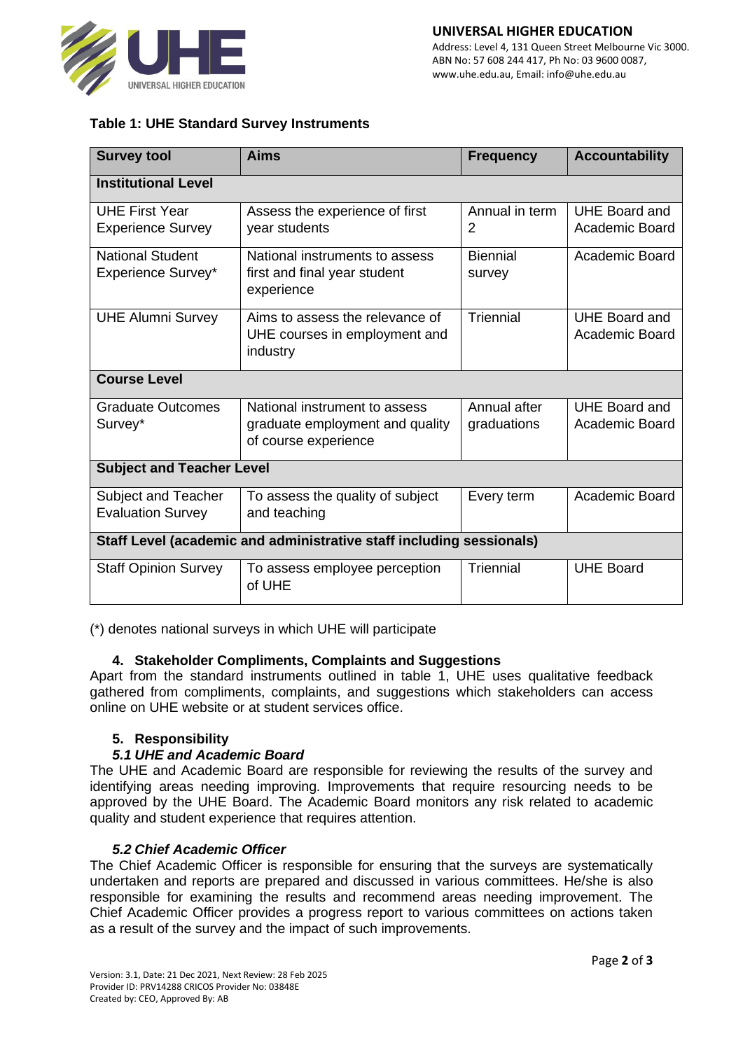**Table 1: UHE Standard Survey Instruments**

| Survey tool | Aims | Frequency | Accountability |
|---|---|---|---|
| **Institutional Level** | | | |
| UHE First Year Experience Survey | Assess the experience of first year students | Annual in term 2 | UHE Board and Academic Board |
| National Student Experience Survey* | National instruments to assess first and final year student experience | Biennial survey | Academic Board |
| UHE Alumni Survey | Aims to assess the relevance of UHE courses in employment and industry | Triennial | UHE Board and Academic Board |
| **Course Level** | | | |
| Graduate Outcomes Survey* | National instrument to assess graduate employment and quality of course experience | Annual after graduations | UHE Board and Academic Board |
| **Subject and Teacher Level** | | | |
| Subject and Teacher Evaluation Survey | To assess the quality of subject and teaching | Every term | Academic Board |
| **Staff Level (academic and administrative staff including sessionals)** | | | |
| Staff Opinion Survey | To assess employee perception of UHE | Triennial | UHE Board |

(*) denotes national surveys in which UHE will participate

## 4. Stakeholder Compliments, Complaints and Suggestions

Apart from the standard instruments outlined in table 1, UHE uses qualitative feedback gathered from compliments, complaints, and suggestions which stakeholders can access online on UHE website or at student services office.

## 5. Responsibility

### *5.1 UHE and Academic Board*

The UHE and Academic Board are responsible for reviewing the results of the survey and identifying areas needing improving. Improvements that require resourcing needs to be approved by the UHE Board. The Academic Board monitors any risk related to academic quality and student experience that requires attention.

### *5.2 Chief Academic Officer*

The Chief Academic Officer is responsible for ensuring that the surveys are systematically undertaken and reports are prepared and discussed in various committees. He/she is also responsible for examining the results and recommend areas needing improvement. The Chief Academic Officer provides a progress report to various committees on actions taken as a result of the survey and the impact of such improvements.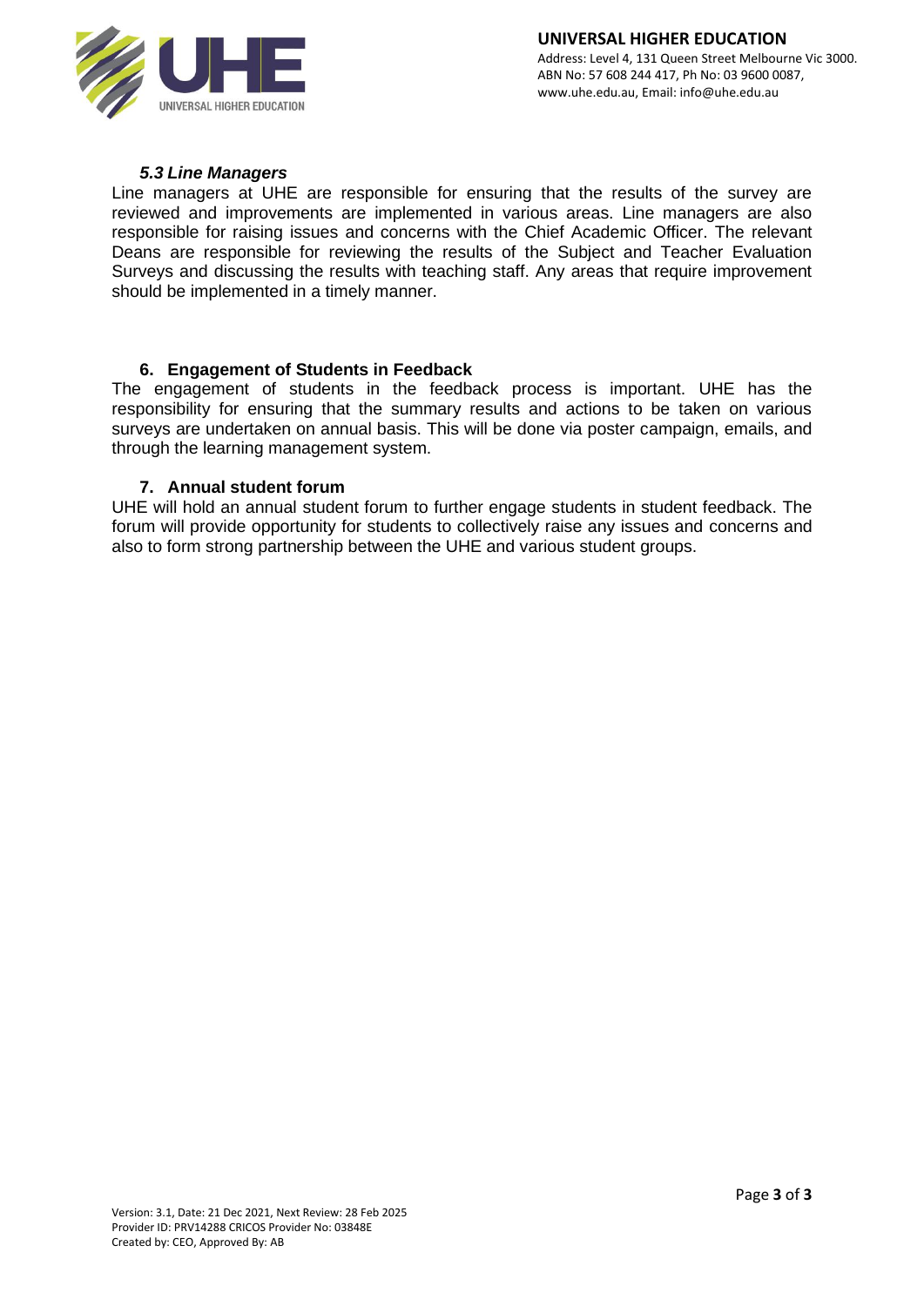### *5.3 Line Managers*

Line managers at UHE are responsible for ensuring that the results of the survey are reviewed and improvements are implemented in various areas. Line managers are also responsible for raising issues and concerns with the Chief Academic Officer. The relevant Deans are responsible for reviewing the results of the Subject and Teacher Evaluation Surveys and discussing the results with teaching staff. Any areas that require improvement should be implemented in a timely manner.

## 6. Engagement of Students in Feedback

The engagement of students in the feedback process is important. UHE has the responsibility for ensuring that the summary results and actions to be taken on various surveys are undertaken on annual basis. This will be done via poster campaign, emails, and through the learning management system.

## 7. Annual student forum

UHE will hold an annual student forum to further engage students in student feedback. The forum will provide opportunity for students to collectively raise any issues and concerns and also to form strong partnership between the UHE and various student groups.